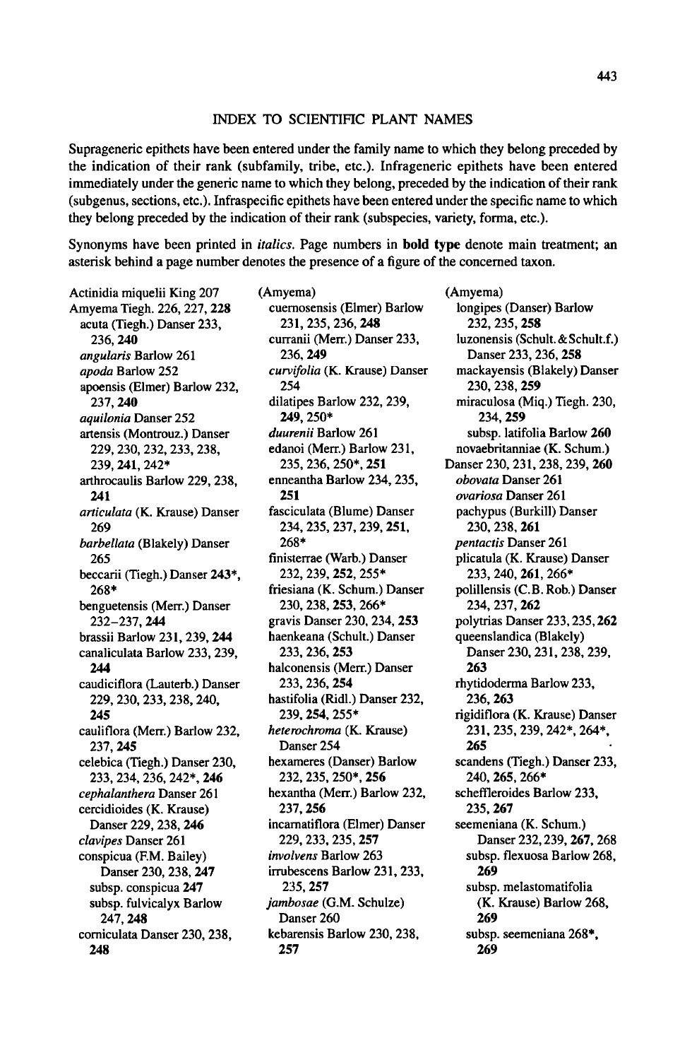# INDEX TO SCIENTIFIC PLANT NAMES

Suprageneric epithets have been entered under the family name to which they belong preceded by the indication of their rank (subfamily, tribe, etc.). Infrageneric epithets have been entered immediately under the generic name to which they belong, preceded by the indication of their rank (subgenus, sections, etc.). Infraspecific epithets have been entered under the specific name to which they belong preceded by the indication of their rank (subspecies, variety, forma, etc.).

Synonyms have been printed in *italics*. Page numbers in **bold type** denote main treatment; an asterisk behind a page number denotes the presence of a figure of the concerned taxon.

Actinidia miquelii King 207
Amyema Tiegh. 226, 227, **228**
- acuta (Tiegh.) Danser 233, 236, **240**
- *angularis* Barlow 261
- *apoda* Barlow 252
- apoensis (Elmer) Barlow 232, 237, **240**
- *aquilonia* Danser 252
- artensis (Montrouz.) Danser 229, 230, 232, 233, 238, 239, **241**, 242*
- arthrocaulis Barlow 229, 238, **241**
- *articulata* (K. Krause) Danser 269
- *barbellata* (Blakely) Danser 265
- beccarii (Tiegh.) Danser **243***, 268*
- benguetensis (Merr.) Danser 232–237, **244**
- brassii Barlow 231, 239, **244**
- canaliculata Barlow 233, 239, **244**
- caudiciflora (Lauterb.) Danser 229, 230, 233, 238, 240, **245**
- cauliflora (Merr.) Barlow 232, 237, **245**
- celebica (Tiegh.) Danser 230, 233, 234, 236, 242*, **246**
- *cephalanthera* Danser 261
- cercidioides (K. Krause) Danser 229, 238, **246**
- *clavipes* Danser 261
- conspicua (F.M. Bailey) Danser 230, 238, **247**
  - subsp. conspicua **247**
  - subsp. fulvicalyx Barlow 247, **248**
- corniculata Danser 230, 238, **248**

(Amyema)
- cuernosensis (Elmer) Barlow 231, 235, 236, **248**
- curranii (Merr.) Danser 233, 236, **249**
- *curvifolia* (K. Krause) Danser 254
- dilatipes Barlow 232, 239, **249**, 250*
- *duurenii* Barlow 261
- edanoi (Merr.) Barlow 231, 235, 236, 250*, **251**
- enneantha Barlow 234, 235, **251**
- fasciculata (Blume) Danser 234, 235, 237, 239, **251**, 268*
- finisterrae (Warb.) Danser 232, 239, **252**, 255*
- friesiana (K. Schum.) Danser 230, 238, **253**, 266*
- gravis Danser 230, 234, **253**
- haenkeana (Schult.) Danser 233, 236, **253**
- halconensis (Merr.) Danser 233, 236, **254**
- hastifolia (Ridl.) Danser 232, 239, **254**, 255*
- *heterochroma* (K. Krause) Danser 254
- hexameres (Danser) Barlow 232, 235, 250*, **256**
- hexantha (Merr.) Barlow 232, 237, **256**
- incarnatiflora (Elmer) Danser 229, 233, 235, **257**
- *involvens* Barlow 263
- irrubescens Barlow 231, 233, 235, **257**
- *jambosae* (G.M. Schulze) Danser 260
- kebarensis Barlow 230, 238, **257**

(Amyema)
- longipes (Danser) Barlow 232, 235, **258**
- luzonensis (Schult. & Schult.f.) Danser 233, 236, **258**
- mackayensis (Blakely) Danser 230, 238, **259**
- miraculosa (Miq.) Tiegh. 230, 234, **259**
  - subsp. latifolia Barlow **260**
- novaebritanniae (K. Schum.) Danser 230, 231, 238, 239, **260**
- *obovata* Danser 261
- *ovariosa* Danser 261
- pachypus (Burkill) Danser 230, 238, **261**
- *pentactis* Danser 261
- plicatula (K. Krause) Danser 233, 240, **261**, 266*
- polillensis (C.B. Rob.) Danser 234, 237, **262**
- polytrias Danser 233, 235, **262**
- queenslandica (Blakely) Danser 230, 231, 238, 239, **263**
- rhytidoderma Barlow 233, 236, **263**
- rigidiflora (K. Krause) Danser 231, 235, 239, 242*, 264*, **265**
- scandens (Tiegh.) Danser 233, 240, **265**, 266*
- schefflerioides Barlow 233, 235, **267**
- seemeniana (K. Schum.) Danser 232, 239, **267**, 268
  - subsp. flexuosa Barlow 268, **269**
  - subsp. melastomatifolia (K. Krause) Barlow 268, **269**
  - subsp. seemeniana 268*, **269**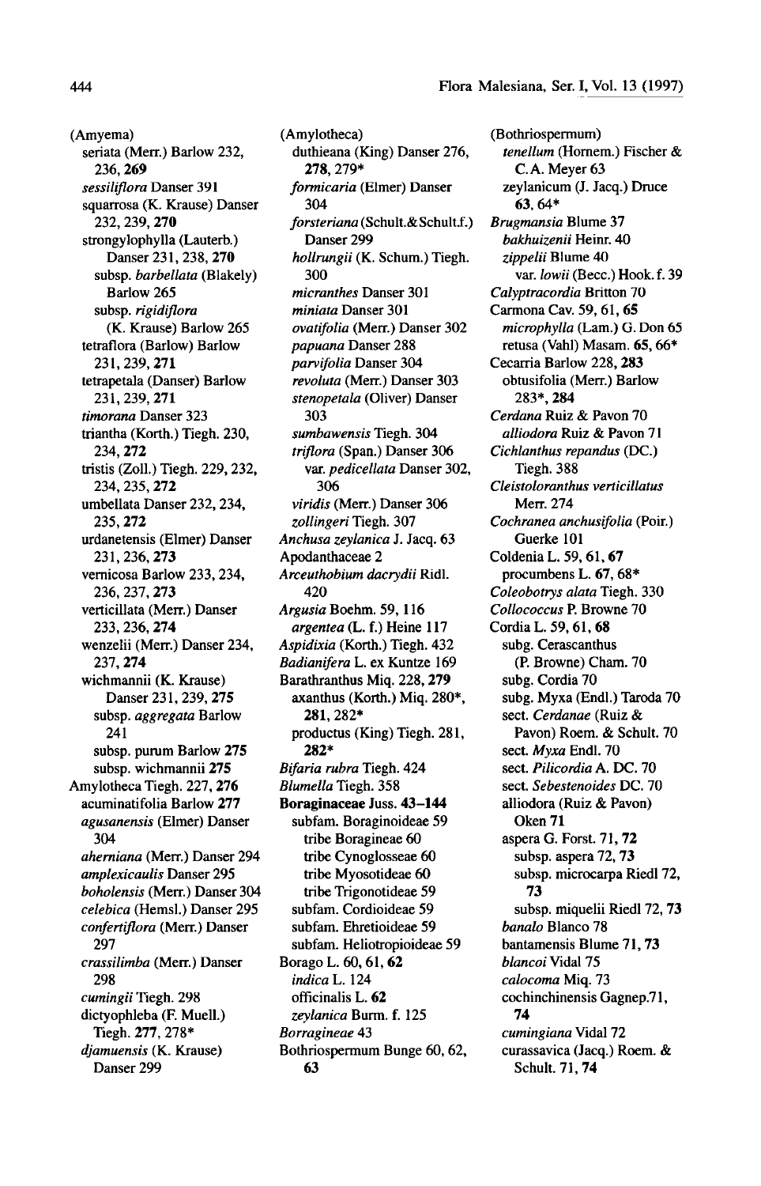(Amyema)
  seriata (Merr.) Barlow 232, 236, **269**
  *sessiliflora* Danser 391
  squarrosa (K. Krause) Danser 232, 239, **270**
  strongylophylla (Lauterb.) Danser 231, 238, **270**
    subsp. *barbellata* (Blakely) Barlow 265
    subsp. *rigidiflora* (K. Krause) Barlow 265
  tetraflora (Barlow) Barlow 231, 239, **271**
  tetrapetala (Danser) Barlow 231, 239, **271**
  *timorana* Danser 323
  triantha (Korth.) Tiegh. 230, 234, **272**
  tristis (Zoll.) Tiegh. 229, 232, 234, 235, **272**
  umbellata Danser 232, 234, 235, **272**
  urdanetensis (Elmer) Danser 231, 236, **273**
  vernicosa Barlow 233, 234, 236, 237, **273**
  verticillata (Merr.) Danser 233, 236, **274**
  wenzelii (Merr.) Danser 234, 237, **274**
  wichmannii (K. Krause) Danser 231, 239, **275**
    subsp. *aggregata* Barlow 241
    subsp. purum Barlow **275**
    subsp. wichmannii **275**

Amylotheca Tiegh. 227, **276**
  acuminatifolia Barlow **277**
  *agusanensis* (Elmer) Danser 304
  *aherniana* (Merr.) Danser 294
  *amplexicaulis* Danser 295
  *boholensis* (Merr.) Danser 304
  *celebica* (Hemsl.) Danser 295
  *confertiflora* (Merr.) Danser 297
  *crassilimba* (Merr.) Danser 298
  *cumingii* Tiegh. 298
  dictyophleba (F. Muell.) Tiegh. **277**, 278*
  *djamuensis* (K. Krause) Danser 299

(Amylotheca)
  duthieana (King) Danser 276, **278**, 279*
  *formicaria* (Elmer) Danser 304
  *forsteriana* (Schult.&Schult.f.) Danser 299
  *hollrungii* (K. Schum.) Tiegh. 300
  *micranthes* Danser 301
  *miniata* Danser 301
  *ovatifolia* (Merr.) Danser 302
  *papuana* Danser 288
  *parvifolia* Danser 304
  *revoluta* (Merr.) Danser 303
  *stenopetala* (Oliver) Danser 303
  *sumbawensis* Tiegh. 304
  *triflora* (Span.) Danser 306
    var. *pedicellata* Danser 302, 306
  *viridis* (Merr.) Danser 306
  *zollingeri* Tiegh. 307

*Anchusa zeylanica* J. Jacq. 63
Apodanthaceae 2
*Arceuthobium dacrydii* Ridl. 420
*Argusia* Boehm. 59, 116
  *argentea* (L. f.) Heine 117
*Aspidixia* (Korth.) Tiegh. 432
*Badianifera* L. ex Kuntze 169
Barathranthus Miq. 228, **279**
  axanthus (Korth.) Miq. 280*, **281**, 282*
  productus (King) Tiegh. 281, **282***
*Bifaria rubra* Tiegh. 424
*Blumella* Tiegh. 358
**Boraginaceae** Juss. **43–144**
  subfam. Boraginoideae 59
    tribe Boragineae 60
    tribe Cynoglosseae 60
    tribe Myosotideae 60
    tribe Trigonotideae 59
  subfam. Cordioideae 59
  subfam. Ehretioideae 59
  subfam. Heliotropioideae 59
Borago L. 60, 61, **62**
  *indica* L. 124
  officinalis L. **62**
  *zeylanica* Burm. f. 125
*Borragineae* 43
Bothriospermum Bunge 60, 62, **63**

(Bothriospermum)
  *tenellum* (Hornem.) Fischer & C.A. Meyer 63
  zeylanicum (J. Jacq.) Druce **63**, 64*
*Brugmansia* Blume 37
  *bakhuizenii* Heinr. 40
  *zippelii* Blume 40
    var. *lowii* (Becc.) Hook. f. 39
*Calyptracordia* Britton 70
Carmona Cav. 59, 61, **65**
  *microphylla* (Lam.) G. Don 65
  retusa (Vahl) Masam. **65**, **66***
Cecarria Barlow 228, **283**
  obtusifolia (Merr.) Barlow **283***, **284**
*Cerdana* Ruiz & Pavon 70
  *alliodora* Ruiz & Pavon 71
*Cichlanthus repandus* (DC.) Tiegh. 388
*Cleistoloranthus verticillatus* Merr. 274
*Cochranea anchusifolia* (Poir.) Guerke 101
Coldenia L. 59, 61, **67**
  procumbens L. **67**, **68***
*Collococcus* P. Browne 70
Cordia L. 59, 61, **68**
  subg. Cerascanthus (P. Browne) Cham. 70
  subg. Cordia 70
  subg. Myxa (Endl.) Taroda 70
  sect. *Cerdanae* (Ruiz & Pavon) Roem. & Schult. 70
  sect. *Myxa* Endl. 70
  sect. *Pilicordia* A. DC. 70
  sect. *Sebestenoides* DC. 70
  alliodora (Ruiz & Pavon) Oken **71**
  aspera G. Forst. 71, **72**
    subsp. aspera 72, **73**
    subsp. microcarpa Riedl 72, **73**
    subsp. miquelii Riedl 72, **73**
  *banalo* Blanco 78
  bantamensis Blume **71**, **73**
  *blancoi* Vidal 75
  *calocoma* Miq. 73
  cochinchinensis Gagnep.71, **74**
  *cumingiana* Vidal 72
  curassavica (Jacq.) Roem. & Schult. 71, **74**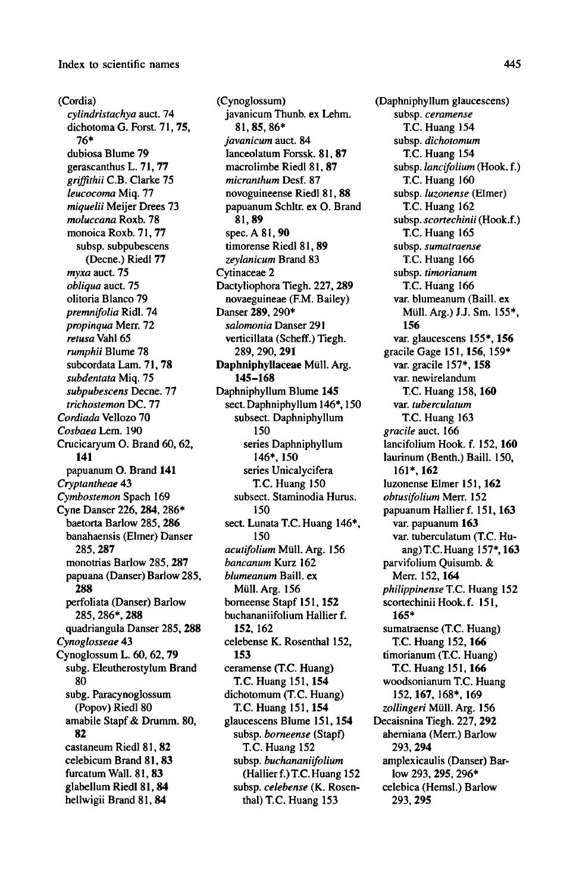(Cordia)
 *cylindristachya* auct. 74
 dichotoma G. Forst. 71, **75**, **76***
 dubiosa Blume 79
 gerascanthus L. 71, **77**
 *griffithii* C.B. Clarke 75
 *leucocoma* Miq. 77
 *miquelii* Meijer Drees 73
 *moluccana* Roxb. 78
 monoica Roxb. 71, **77**
  subsp. subpubescens (Decne.) Riedl **77**
 *myxa* auct. 75
 *obliqua* auct. 75
 olitoria Blanco 79
 *premnifolia* Ridl. 74
 *propinqua* Merr. 72
 *retusa* Vahl 65
 *rumphii* Blume 78
 subcordata Lam. 71, **78**
 *subdentata* Miq. 75
 *subpubescens* Decne. 77
 *trichostemon* DC. 77
*Cordiada* Vellozo 70
*Cosbaea* Lem. 190
Crucicaryum O. Brand 60, 62, **141**
 papuanum O. Brand **141**
*Cryptantheae* 43
*Cymbostemon* Spach 169
Cyne Danser 226, **284**, 286*
 baetorta Barlow 285, **286**
 banahaensis (Elmer) Danser 285, **287**
 monotrias Barlow 285, **287**
 papuana (Danser) Barlow 285, **288**
 perfoliata (Danser) Barlow 285, 286*, **288**
 quadriangula Danser 285, **288**
*Cynoglosseae* 43
Cynoglossum L. 60, 62, **79**
 subg. Eleutherostylum Brand 80
 subg. Paracynoglossum (Popov) Riedl 80
 amabile Stapf & Drumm. 80, **82**
 castaneum Riedl 81, **82**
 celebicum Brand 81, **83**
 furcatum Wall. 81, **83**
 glabellum Riedl 81, **84**
 hellwigii Brand 81, **84**

(Cynoglossum)
 javanicum Thunb. ex Lehm. 81, **85**, 86*
 *javanicum* auct. 84
 lanceolatum Forssk. 81, **87**
 macrolimbe Riedl 81, **87**
 *micranthum* Desf. 87
 novoguineense Riedl 81, **88**
 papuanum Schltr. ex O. Brand 81, **89**
 spec. A 81, **90**
 timorense Riedl 81, **89**
 *zeylanicum* Brand 83
Cytinaceae 2
Dactyliophora Tiegh. 227, **289**
 novaeguineae (F.M. Bailey) Danser **289**, 290*
 *salomonia* Danser 291
 verticillata (Scheff.) Tiegh. 289, 290, **291**
**Daphniphyllaceae** Müll. Arg. **145–168**
Daphniphyllum Blume **145**
 sect. Daphniphyllum 146*, 150
  subsect. Daphniphyllum 150
   series Daphniphyllum 146*, 150
   series Unicalycifera T.C. Huang 150
  subsect. Staminodia Hurus. 150
 sect. Lunata T.C. Huang 146*, 150
 *acutifolium* Müll. Arg. 156
 *bancanum* Kurz 162
 *blumeanum* Baill. ex Müll. Arg. 156
 borneense Stapf 151, **152**
 buchananiifolium Hallier f. **152**, 162
 celebense K. Rosenthal 152, **153**
 ceramense (T.C. Huang) T.C. Huang 151, **154**
 dichotomum (T.C. Huang) T.C. Huang 151, **154**
 glaucescens Blume 151, **154**
  subsp. *borneense* (Stapf) T.C. Huang 152
  subsp. *buchananiifolium* (Hallier f.) T.C. Huang 152
  subsp. *celebense* (K. Rosenthal) T.C. Huang 153

(Daphniphyllum glaucescens)
  subsp. *ceramense* T.C. Huang 154
  subsp. *dichotomum* T.C. Huang 154
  subsp. *lancifolium* (Hook. f.) T.C. Huang 160
  subsp. *luzonense* (Elmer) T.C. Huang 162
  subsp. *scortechinii* (Hook.f.) T.C. Huang 165
  subsp. *sumatraense* T.C. Huang 166
  subsp. *timorianum* T.C. Huang 166
  var. blumeanum (Baill. ex Müll. Arg.) J.J. Sm. 155*, **156**
  var. glaucescens 155*, **156**
 gracile Gage 151, **156**, 159*
  var. gracile 157*, **158**
  var. newirelandum T.C. Huang 158, **160**
  var. *tuberculatum* T.C. Huang 163
 *gracile* auct. 166
 lancifolium Hook. f. 152, **160**
 laurinum (Benth.) Baill. 150, 161*, **162**
 luzonense Elmer 151, **162**
 *obtusifolium* Merr. 152
 papuanum Hallier f. 151, **163**
  var. papuanum **163**
  var. tuberculatum (T.C. Huang) T.C. Huang 157*, **163**
 parvifolium Quisumb. & Merr. 152, **164**
 *philippinense* T.C. Huang 152
 scortechinii Hook. f. 151, **165***
 sumatraense (T.C. Huang) T.C. Huang 152, **166**
 timorianum (T.C. Huang) T.C. Huang 151, **166**
 woodsonianum T.C. Huang 152, **167**, 168*, 169
 *zollingeri* Müll. Arg. 156
Decaisnina Tiegh. 227, **292**
 aherniana (Merr.) Barlow 293, **294**
 amplexicaulis (Danser) Barlow 293, **295**, 296*
 celebica (Hemsl.) Barlow 293, **295**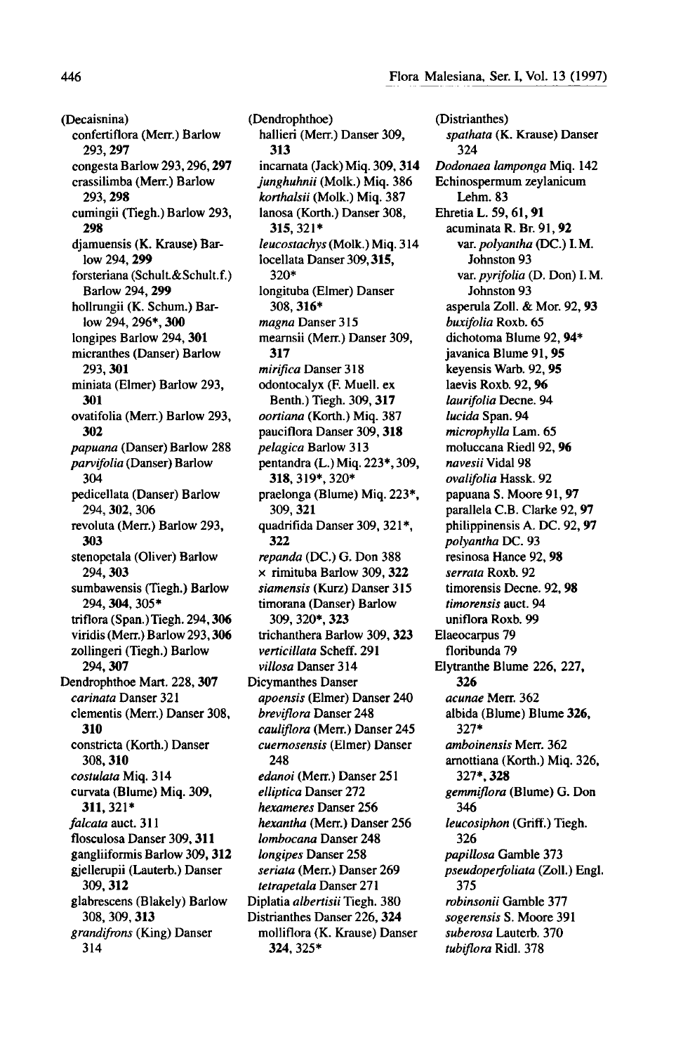(Decaisnina)
confertiflora (Merr.) Barlow 293, **297**
congesta Barlow 293, 296, **297**
crassilimba (Merr.) Barlow 293, **298**
cumingii (Tiegh.) Barlow 293, **298**
djamuensis (K. Krause) Barlow 294, **299**
forsteriana (Schult.&Schult.f.) Barlow 294, **299**
hollrungii (K. Schum.) Barlow 294, 296*, **300**
longipes Barlow 294, **301**
micranthes (Danser) Barlow 293, **301**
miniata (Elmer) Barlow 293, **301**
ovatifolia (Merr.) Barlow 293, **302**
*papuana* (Danser) Barlow 288
*parvifolia* (Danser) Barlow 304
pedicellata (Danser) Barlow 294, **302**, 306
revoluta (Merr.) Barlow 293, **303**
stenopetala (Oliver) Barlow 294, **303**
sumbawensis (Tiegh.) Barlow 294, **304**, 305*
triflora (Span.) Tiegh. 294, **306**
viridis (Merr.) Barlow 293, **306**
zollingeri (Tiegh.) Barlow 294, **307**

Dendrophthoe Mart. 228, **307**
*carinata* Danser 321
clementis (Merr.) Danser 308, **310**
constricta (Korth.) Danser 308, **310**
*costulata* Miq. 314
curvata (Blume) Miq. 309, **311**, 321*
*falcata* auct. 311
flosculosa Danser 309, **311**
gangliiformis Barlow 309, **312**
gjellerupii (Lauterb.) Danser 309, **312**
glabrescens (Blakely) Barlow 308, 309, **313**
*grandifrons* (King) Danser 314

(Dendrophthoe)
hallieri (Merr.) Danser 309, **313**
incarnata (Jack) Miq. 309, **314**
*junghuhnii* (Molk.) Miq. 386
*korthalsii* (Molk.) Miq. 387
lanosa (Korth.) Danser 308, **315**, 321*
*leucostachys* (Molk.) Miq. 314
locellata Danser 309, **315**, 320*
longituba (Elmer) Danser 308, **316***
*magna* Danser 315
mearnsii (Merr.) Danser 309, **317**
*mirifica* Danser 318
odontocalyx (F. Muell. ex Benth.) Tiegh. 309, **317**
*oortiana* (Korth.) Miq. 387
pauciflora Danser 309, **318**
*pelagica* Barlow 313
pentandra (L.) Miq. 223*, 309, **318**, 319*, 320*
praelonga (Blume) Miq. 223*, 309, **321**
quadrifida Danser 309, 321*, **322**
*repanda* (DC.) G. Don 388
× rimituba Barlow 309, **322**
*siamensis* (Kurz) Danser 315
timorana (Danser) Barlow 309, 320*, **323**
trichanthera Barlow 309, **323**
*verticillata* Scheff. 291
*villosa* Danser 314

Dicymanthes Danser
*apoensis* (Elmer) Danser 240
*breviflora* Danser 248
*cauliflora* (Merr.) Danser 245
*cuernosensis* (Elmer) Danser 248
*edanoi* (Merr.) Danser 251
*elliptica* Danser 272
*hexameres* Danser 256
*hexantha* (Merr.) Danser 256
*lombocana* Danser 248
*longipes* Danser 258
*seriata* (Merr.) Danser 269
*tetrapetala* Danser 271

Diplatia *albertisii* Tiegh. 380

Distrianthes Danser 226, **324**
molliflora (K. Krause) Danser **324**, 325*

(Distrianthes)
*spathata* (K. Krause) Danser 324

*Dodonaea lamponga* Miq. 142

Echinospermum zeylanicum Lehm. 83

Ehretia L. 59, 61, **91**
acuminata R. Br. 91, **92**
var. *polyantha* (DC.) I.M. Johnston 93
var. *pyrifolia* (D. Don) I. M. Johnston 93
asperula Zoll. & Mor. 92, **93**
*buxifolia* Roxb. 65
dichotoma Blume 92, **94***
javanica Blume 91, **95**
keyensis Warb. 92, **95**
laevis Roxb. 92, **96**
*laurifolia* Decne. 94
*lucida* Span. 94
*microphylla* Lam. 65
moluccana Riedl 92, **96**
*navesii* Vidal 98
*ovalifolia* Hassk. 92
papuana S. Moore 91, **97**
parallela C.B. Clarke 92, **97**
philippinensis A. DC. 92, **97**
*polyantha* DC. 93
resinosa Hance 92, **98**
*serrata* Roxb. 92
timorensis Decne. 92, **98**
*timorensis* auct. 94
uniflora Roxb. 99

Elaeocarpus 79
floribunda 79

Elytranthe Blume 226, 227, **326**
*acunae* Merr. 362
albida (Blume) Blume **326**, 327*
*amboinensis* Merr. 362
arnottiana (Korth.) Miq. 326, 327*, **328**
*gemmiflora* (Blume) G. Don 346
*leucosiphon* (Griff.) Tiegh. 326
*papillosa* Gamble 373
*pseudoperfoliata* (Zoll.) Engl. 375
*robinsonii* Gamble 377
*sogerensis* S. Moore 391
*suberosa* Lauterb. 370
*tubiflora* Ridl. 378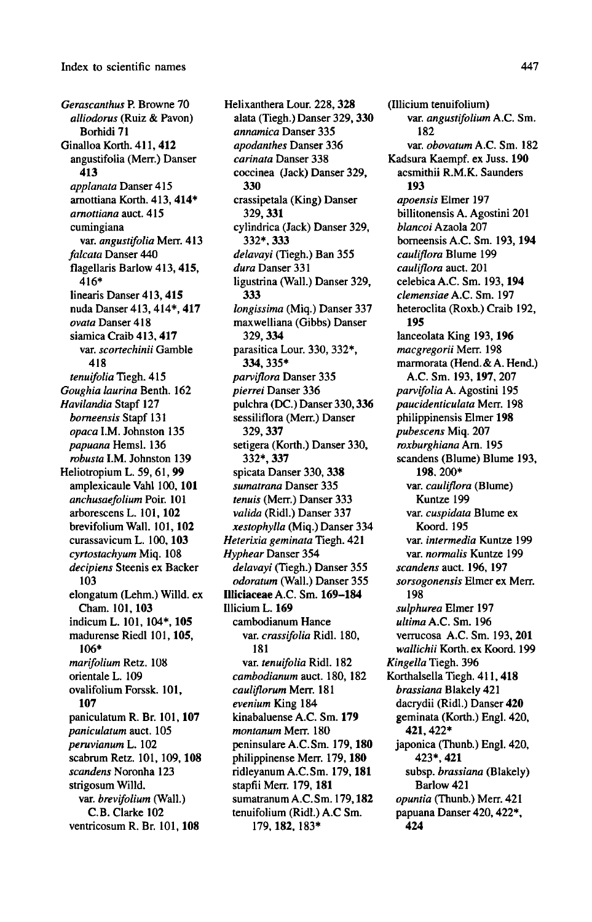*Gerascanthus* P. Browne 70
*alliodorus* (Ruiz & Pavon) Borhidi **71**
Ginalloa Korth. 411, **412**
angustifolia (Merr.) Danser **413**
*applanata* Danser 415
arnottiana Korth. 413, **414***
*arnottiana* auct. 415
cumingiana
var. *angustifolia* Merr. 413
*falcata* Danser 440
flagellaris Barlow 413, **415**, **416***
linearis Danser 413, **415**
nuda Danser 413, 414*, **417**
*ovata* Danser 418
siamica Craib 413, **417**
var. *scortechinii* Gamble 418
*tenuifolia* Tiegh. 415
*Goughia laurina* Benth. 162
*Havilandia* Stapf 127
*borneensis* Stapf 131
*opaca* I.M. Johnston 135
*papuana* Hemsl. 136
*robusta* I.M. Johnston 139
Heliotropium L. 59, 61, **99**
amplexicaule Vahl 100, **101**
*anchusaefolium* Poir. 101
arborescens L. 101, **102**
brevifolium Wall. 101, **102**
curassavicum L. 100, **103**
*cyrtostachyum* Miq. 108
*decipiens* Steenis ex Backer 103
elongatum (Lehm.) Willd. ex Cham. 101, **103**
indicum L. 101, 104*, **105**
madurense Riedl 101, **105**, 106*
*marifolium* Retz. 108
orientale L. 109
ovalifolium Forssk. 101, **107**
paniculatum R. Br. 101, **107**
*paniculatum* auct. 105
*peruvianum* L. 102
scabrum Retz. 101, 109, **108**
*scandens* Noronha 123
strigosum Willd.
var. *brevifolium* (Wall.) C.B. Clarke 102
ventricosum R. Br. 101, **108**

Helixanthera Lour. 228, **328**
alata (Tiegh.) Danser 329, **330**
*annamica* Danser 335
*apodanthes* Danser 336
*carinata* Danser 338
coccinea (Jack) Danser 329, **330**
crassipetala (King) Danser 329, **331**
cylindrica (Jack) Danser 329, 332*, **333**
*delavayi* (Tiegh.) Ban 355
*dura* Danser 331
ligustrina (Wall.) Danser 329, **333**
*longissima* (Miq.) Danser 337
maxwelliana (Gibbs) Danser 329, **334**
parasitica Lour. 330, 332*, **334**, **335***
*parviflora* Danser 335
*pierrei* Danser 336
pulchra (DC.) Danser 330, **336**
sessiliflora (Merr.) Danser 329, **337**
setigera (Korth.) Danser 330, 332*, **337**
spicata Danser 330, **338**
*sumatrana* Danser 335
*tenuis* (Merr.) Danser 333
*valida* (Ridl.) Danser 337
*xestophylla* (Miq.) Danser 334
*Heterixia geminata* Tiegh. 421
*Hyphear* Danser 354
*delavayi* (Tiegh.) Danser 355
*odoratum* (Wall.) Danser 355
**Illiciaceae** A.C. Sm. **169–184**
Illicium L. **169**
cambodianum Hance
var. *crassifolia* Ridl. 180, 181
var. *tenuifolia* Ridl. 182
*cambodianum* auct. 180, 182
*cauliflorum* Merr. 181
*evenium* King 184
kinabaluense A.C. Sm. **179**
*montanum* Merr. 180
peninsulare A.C.Sm. 179, **180**
philippinense Merr. 179, **180**
ridleyanum A.C.Sm. 179, **181**
stapfii Merr. 179, **181**
sumatranum A.C.Sm. 179, **182**
tenuifolium (Ridl.) A.C Sm. 179, **182**, 183*

(Illicium tenuifolium)
var. *angustifolium* A.C. Sm. 182
var. *obovatum* A.C. Sm. 182
Kadsura Kaempf. ex Juss. **190**
acsmithii R.M.K. Saunders **193**
*apoensis* Elmer 197
billitonensis A. Agostini 201
*blancoi* Azaola 207
borneensis A.C. Sm. 193, **194**
*cauliflora* Blume 199
*cauliflora* auct. 201
celebica A.C. Sm. 193, **194**
*clemensiae* A.C. Sm. 197
heteroclita (Roxb.) Craib 192, **195**
lanceolata King 193, **196**
*macgregorii* Merr. 198
marmorata (Hend. & A. Hend.) A.C. Sm. 193, **197**, 207
*parvifolia* A. Agostini 195
*paucidenticulata* Merr. 198
philippinensis Elmer **198**
*pubescens* Miq. 207
*roxburghiana* Arn. 195
scandens (Blume) Blume 193, **198**, 200*
var. *cauliflora* (Blume) Kuntze 199
var. *cuspidata* Blume ex Koord. 195
var. *intermedia* Kuntze 199
var. *normalis* Kuntze 199
*scandens* auct. 196, 197
*sorsogonensis* Elmer ex Merr. 198
*sulphurea* Elmer 197
*ultima* A.C. Sm. 196
verrucosa A.C. Sm. 193, **201**
*wallichii* Korth. ex Koord. 199
*Kingella* Tiegh. 396
Korthalsella Tiegh. 411, **418**
*brassiana* Blakely 421
dacrydii (Ridl.) Danser **420**
geminata (Korth.) Engl. 420, **421**, **422***
japonica (Thunb.) Engl. 420, 423*, **421**
subsp. *brassiana* (Blakely) Barlow 421
*opuntia* (Thunb.) Merr. 421
papuana Danser 420, 422*, **424**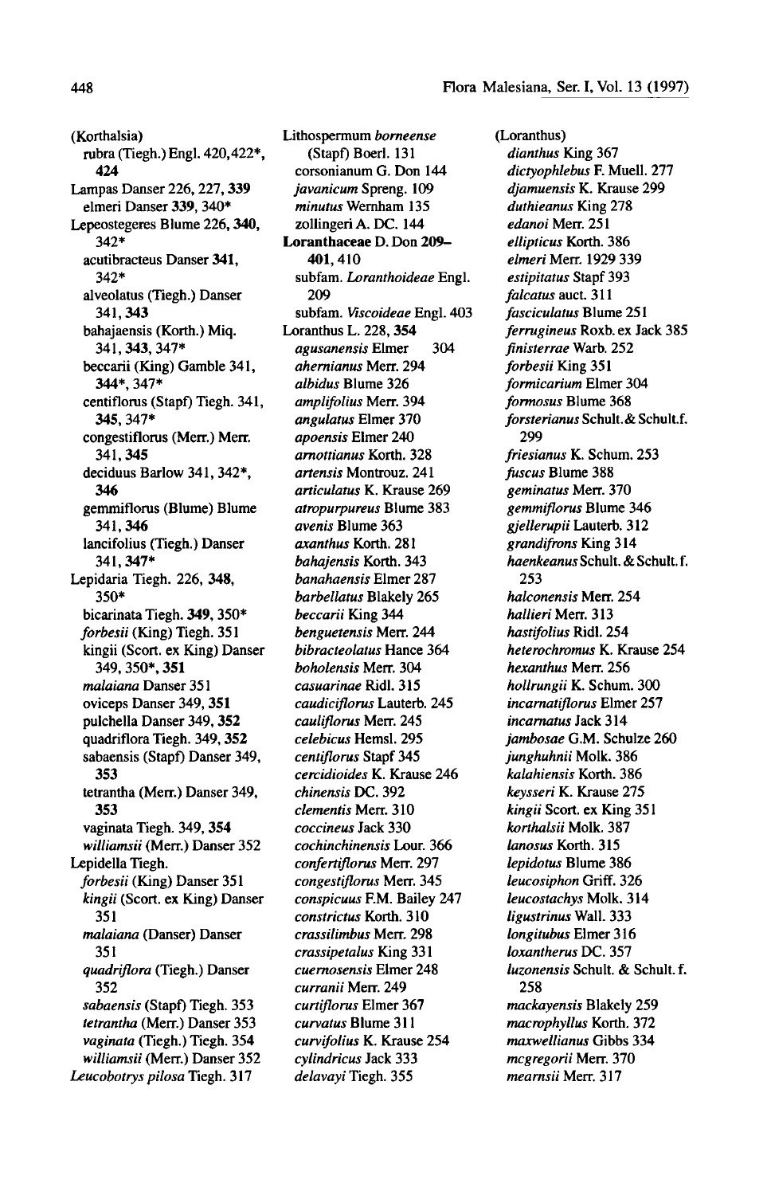(Korthalsia)
  rubra (Tiegh.) Engl. 420, 422*, **424**

Lampas Danser 226, 227, **339**
  elmeri Danser **339**, 340*

Lepeostegeres Blume 226, **340**, 342*
  acutibracteus Danser **341**, 342*
  alveolatus (Tiegh.) Danser 341, **343**
  bahajaensis (Korth.) Miq. 341, **343**, 347*
  beccarii (King) Gamble 341, **344***, 347*
  centiflorus (Stapf) Tiegh. 341, **345**, 347*
  congestiflorus (Merr.) Merr. 341, **345**
  deciduus Barlow 341, 342*, **346**
  gemmiflorus (Blume) Blume 341, **346**
  lancifolius (Tiegh.) Danser 341, **347***

Lepidaria Tiegh. 226, **348**, 350*
  bicarinata Tiegh. **349**, 350*
  *forbesii* (King) Tiegh. 351
  kingii (Scort. ex King) Danser 349, **350***, **351**
  *malaiana* Danser 351
  oviceps Danser 349, **351**
  pulchella Danser 349, **352**
  quadriflora Tiegh. 349, **352**
  sabaensis (Stapf) Danser 349, **353**
  tetrantha (Merr.) Danser 349, **353**
  vaginata Tiegh. 349, **354**
  *williamsii* (Merr.) Danser 352

Lepidella Tiegh.
  *forbesii* (King) Danser 351
  *kingii* (Scort. ex King) Danser 351
  *malaiana* (Danser) Danser 351
  *quadriflora* (Tiegh.) Danser 352
  *sabaensis* (Stapf) Tiegh. 353
  *tetrantha* (Merr.) Danser 353
  *vaginata* (Tiegh.) Tiegh. 354
  *williamsii* (Merr.) Danser 352

*Leucobotrys pilosa* Tiegh. 317

Lithospermum *borneense* (Stapf) Boerl. 131
  corsonianum G. Don 144
  *javanicum* Spreng. 109
  *minutus* Wernham 135
  zollingeri A. DC. 144

**Loranthaceae** D. Don **209–401**, 410
  subfam. *Loranthoideae* Engl. 209
  subfam. *Viscoideae* Engl. 403

Loranthus L. 228, **354**
  *agusanensis* Elmer 304
  *ahernianus* Merr. 294
  *albidus* Blume 326
  *amplifolius* Merr. 394
  *angulatus* Elmer 370
  *apoensis* Elmer 240
  *arnottianus* Korth. 328
  *artensis* Montrouz. 241
  *articulatus* K. Krause 269
  *atropurpureus* Blume 383
  *avenis* Blume 363
  *axanthus* Korth. 281
  *bahajensis* Korth. 343
  *banahaensis* Elmer 287
  *barbellatus* Blakely 265
  *beccarii* King 344
  *benguetensis* Merr. 244
  *bibracteolatus* Hance 364
  *boholensis* Merr. 304
  *casuarinae* Ridl. 315
  *caudiciflorus* Lauterb. 245
  *cauliflorus* Merr. 245
  *celebicus* Hemsl. 295
  *centiflorus* Stapf 345
  *cercidioides* K. Krause 246
  *chinensis* DC. 392
  *clementis* Merr. 310
  *coccineus* Jack 330
  *cochinchinensis* Lour. 366
  *confertiflorus* Merr. 297
  *congestiflorus* Merr. 345
  *conspicuus* F.M. Bailey 247
  *constrictus* Korth. 310
  *crassilimbus* Merr. 298
  *crassipetalus* King 331
  *cuernosensis* Elmer 248
  *curranii* Merr. 249
  *curtiflorus* Elmer 367
  *curvatus* Blume 311
  *curvifolius* K. Krause 254
  *cylindricus* Jack 333
  *delavayi* Tiegh. 355

(Loranthus)
  *dianthus* King 367
  *dictyophlebus* F. Muell. 277
  *djamuensis* K. Krause 299
  *duthieanus* King 278
  *edanoi* Merr. 251
  *ellipticus* Korth. 386
  *elmeri* Merr. 1929 339
  *estipitatus* Stapf 393
  *falcatus* auct. 311
  *fasciculatus* Blume 251
  *ferrugineus* Roxb. ex Jack 385
  *finisterrae* Warb. 252
  *forbesii* King 351
  *formicarium* Elmer 304
  *formosus* Blume 368
  *forsterianus* Schult. & Schult.f. 299
  *friesianus* K. Schum. 253
  *fuscus* Blume 388
  *geminatus* Merr. 370
  *gemmiflorus* Blume 346
  *gjellerupii* Lauterb. 312
  *grandifrons* King 314
  *haenkeanus* Schult. & Schult. f. 253
  *halconensis* Merr. 254
  *hallieri* Merr. 313
  *hastifolius* Ridl. 254
  *heterochromus* K. Krause 254
  *hexanthus* Merr. 256
  *hollrungii* K. Schum. 300
  *incarnatiflorus* Elmer 257
  *incarnatus* Jack 314
  *jambosae* G.M. Schulze 260
  *junghuhnii* Molk. 386
  *kalahiensis* Korth. 386
  *keysseri* K. Krause 275
  *kingii* Scort. ex King 351
  *korthalsii* Molk. 387
  *lanosus* Korth. 315
  *lepidotus* Blume 386
  *leucosiphon* Griff. 326
  *leucostachys* Molk. 314
  *ligustrinus* Wall. 333
  *longitubus* Elmer 316
  *loxantherus* DC. 357
  *luzonensis* Schult. & Schult. f. 258
  *mackayensis* Blakely 259
  *macrophyllus* Korth. 372
  *maxwellianus* Gibbs 334
  *mcgregorii* Merr. 370
  *mearnsii* Merr. 317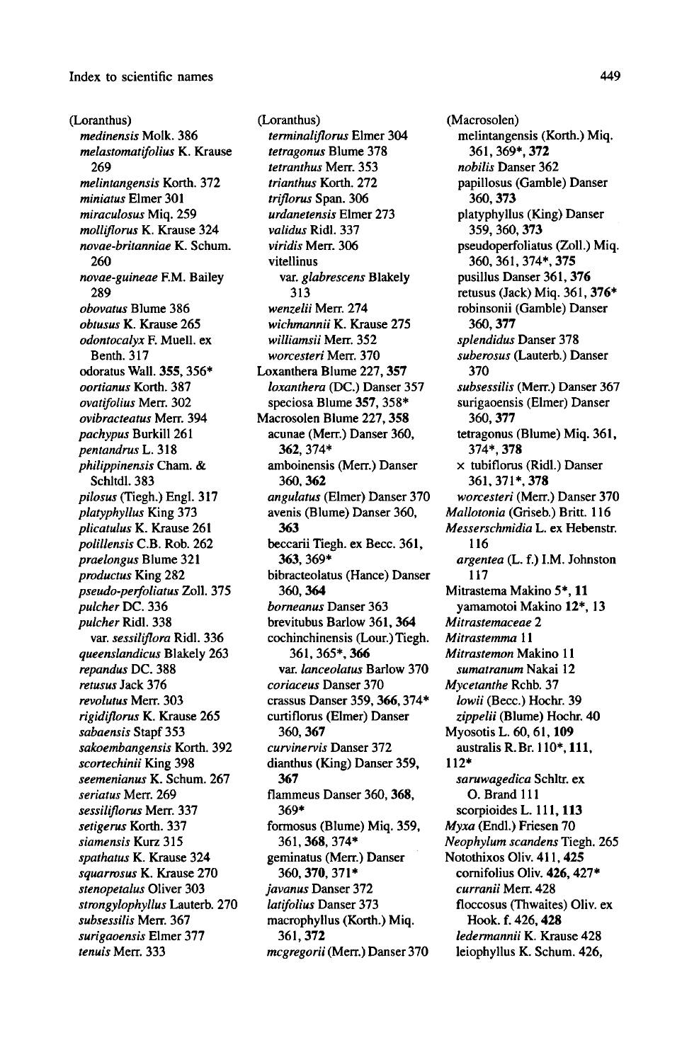(Loranthus)
*medinensis* Molk. 386
*melastomatifolius* K. Krause 269
*melintangensis* Korth. 372
*miniatus* Elmer 301
*miraculosus* Miq. 259
*molliflorus* K. Krause 324
*novae-britanniae* K. Schum. 260
*novae-guineae* F.M. Bailey 289
*obovatus* Blume 386
*obtusus* K. Krause 265
*odontocalyx* F. Muell. ex Benth. 317
odoratus Wall. **355**, 356*
*oortianus* Korth. 387
*ovatifolius* Merr. 302
*ovibracteatus* Merr. 394
*pachypus* Burkill 261
*pentandrus* L. 318
*philippinensis* Cham. & Schltdl. 383
*pilosus* (Tiegh.) Engl. **317**
*platyphyllus* King 373
*plicatulus* K. Krause 261
*polillensis* C.B. Rob. 262
*praelongus* Blume 321
*productus* King 282
*pseudo-perfoliatus* Zoll. 375
*pulcher* DC. 336
*pulcher* Ridl. 338
var. *sessiliflora* Ridl. 336
*queenslandicus* Blakely 263
*repandus* DC. 388
*retusus* Jack 376
*revolutus* Merr. 303
*rigidiflorus* K. Krause 265
*sabaensis* Stapf 353
*sakoembangensis* Korth. 392
*scortechinii* King 398
*seemenianus* K. Schum. 267
*seriatus* Merr. 269
*sessiliflorus* Merr. 337
*setigerus* Korth. 337
*siamensis* Kurz 315
*spathatus* K. Krause 324
*squarrosus* K. Krause 270
*stenopetalus* Oliver 303
*strongylophyllus* Lauterb. 270
*subsessilis* Merr. 367
*surigaoensis* Elmer 377
*tenuis* Merr. 333

(Loranthus)
*terminaliflorus* Elmer 304
*tetragonus* Blume 378
*tetranthus* Merr. 353
*trianthus* Korth. 272
*triflorus* Span. 306
*urdanetensis* Elmer 273
*validus* Ridl. 337
*viridis* Merr. 306
vitellinus
var. *glabrescens* Blakely 313
*wenzelii* Merr. 274
*wichmannii* K. Krause 275
*williamsii* Merr. 352
*worcesteri* Merr. 370
Loxanthera Blume 227, **357**
*loxanthera* (DC.) Danser 357
speciosa Blume **357**, 358*
Macrosolen Blume 227, **358**
acunae (Merr.) Danser 360, **362**, 374*
amboinensis (Merr.) Danser 360, **362**
*angulatus* (Elmer) Danser 370
avenis (Blume) Danser 360, **363**
beccarii Tiegh. ex Becc. 361, **363**, 369*
bibracteolatus (Hance) Danser 360, **364**
*borneanus* Danser 363
brevitubus Barlow 361, **364**
cochinchinensis (Lour.) Tiegh. 361, 365*, **366**
var. *lanceolatus* Barlow 370
*coriaceus* Danser 370
crassus Danser 359, **366**, 374*
curtiflorus (Elmer) Danser 360, **367**
*curvinervis* Danser 372
dianthus (King) Danser 359, **367**
flammeus Danser 360, **368**, 369*
formosus (Blume) Miq. 359, 361, **368**, 374*
geminatus (Merr.) Danser 360, **370**, 371*
*javanus* Danser 372
*latifolius* Danser 373
macrophyllus (Korth.) Miq. 361, **372**
*mcgregorii* (Merr.) Danser 370

(Macrosolen)
melintangensis (Korth.) Miq. 361, 369*, **372**
*nobilis* Danser 362
papillosus (Gamble) Danser 360, **373**
platyphyllus (King) Danser 359, 360, **373**
pseudoperfoliatus (Zoll.) Miq. 360, 361, 374*, **375**
pusillus Danser 361, **376**
retusus (Jack) Miq. 361, **376***
robinsonii (Gamble) Danser 360, **377**
*splendidus* Danser 378
*suberosus* (Lauterb.) Danser 370
*subsessilis* (Merr.) Danser 367
surigaoensis (Elmer) Danser 360, **377**
tetragonus (Blume) Miq. 361, 374*, **378**
× tubiflorus (Ridl.) Danser 361, 371*, **378**
*worcesteri* (Merr.) Danser 370
*Mallotonia* (Griseb.) Britt. 116
*Messerschmidia* L. ex Hebenstr. 116
*argentea* (L. f.) I.M. Johnston 117
Mitrastema Makino 5*, **11**
yamamotoi Makino **12***, 13
*Mitrastemaceae* 2
*Mitrastemma* 11
*Mitrastemon* Makino 11
*sumatranum* Nakai 12
*Mycetanthe* Rchb. 37
*lowii* (Becc.) Hochr. 39
*zippelii* (Blume) Hochr. 40
Myosotis L. 60, 61, **109**
australis R.Br. 110*, **111**, 112*
*saruwagedica* Schltr. ex O. Brand 111
scorpioides L. 111, **113**
*Myxa* (Endl.) Friesen 70
*Neophylum scandens* Tiegh. 265
Notothixos Oliv. 411, **425**
cornifolius Oliv. **426**, 427*
*curranii* Merr. 428
floccosus (Thwaites) Oliv. ex Hook. f. 426, **428**
*ledermannii* K. Krause 428
leiophyllus K. Schum. 426,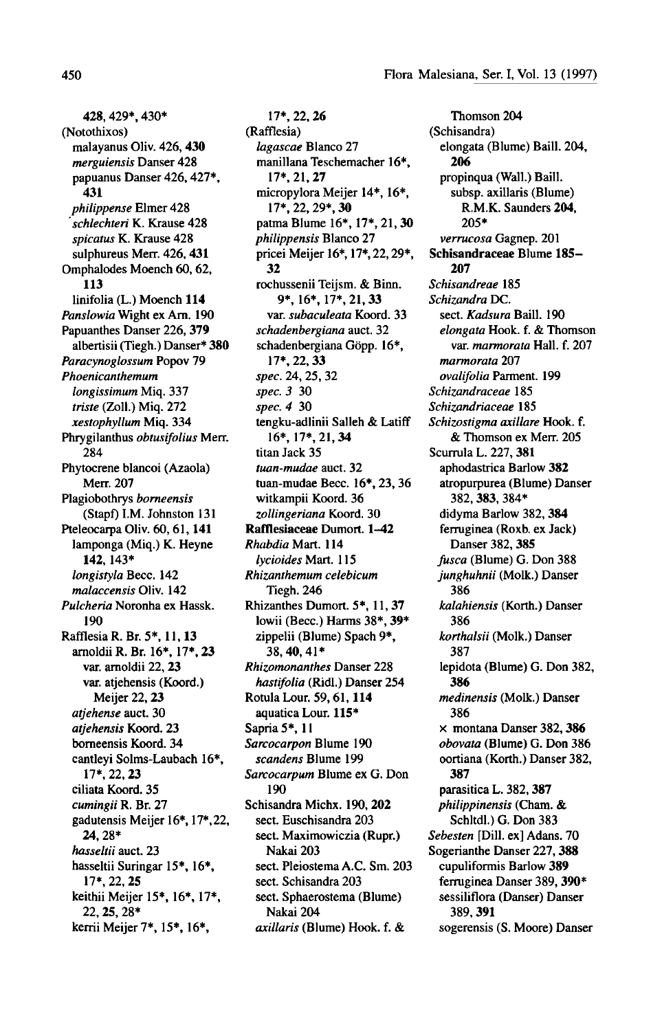428, 429*, 430*
(Notothixos)
malayanus Oliv. 426, **430**
*merguiensis* Danser 428
papuanus Danser 426, 427*, **431**
*philippense* Elmer 428
*schlechteri* K. Krause 428
*spicatus* K. Krause 428
sulphureus Merr. 426, **431**
Omphalodes Moench 60, 62, **113**
linifolia (L.) Moench **114**
*Panslowia* Wight ex Arn. 190
Papuanthes Danser 226, **379**
albertisii (Tiegh.) Danser* **380**
*Paracynoglossum* Popov 79
*Phoenicanthemum*
*longissimum* Miq. 337
*triste* (Zoll.) Miq. 272
*xestophyllum* Miq. 334
Phrygilanthus *obtusifolius* Merr. 284
Phytocrene blancoi (Azaola) Merr. 207
Plagiobothrys *borneensis* (Stapf) I.M. Johnston 131
Pteleocarpa Oliv. 60, 61, **141**
lamponga (Miq.) K. Heyne **142**, 143*
*longistyla* Becc. 142
*malaccensis* Oliv. 142
*Pulcheria* Noronha ex Hassk. 190
Rafflesia R. Br. 5*, 11, **13**
arnoldii R. Br. 16*, 17*, **23**
var. arnoldii 22, **23**
var. atjehensis (Koord.) Meijer 22, **23**
*atjehense* auct. 30
*atjehensis* Koord. 23
borneensis Koord. 34
cantleyi Solms-Laubach 16*, 17*, 22, **23**
ciliata Koord. 35
*cumingii* R. Br. 27
gadutensis Meijer 16*, 17*, 22, **24**, 28*
*hasseltii* auct. 23
hasseltii Suringar 15*, 16*, 17*, 22, **25**
keithii Meijer 15*, 16*, 17*, 22, **25**, 28*
kerrii Meijer 7*, 15*, 16*, 17*, 22, **26**
(Rafflesia)
*lagascae* Blanco 27
manillana Teschemacher 16*, 17*, 21, **27**
micropylora Meijer 14*, 16*, 17*, 22, 29*, **30**
patma Blume 16*, 17*, 21, **30**
*philippensis* Blanco 27
pricei Meijer 16*, 17*, 22, 29*, **32**
rochussenii Teijsm. & Binn. 9*, 16*, 17*, 21, **33**
var. *subaculeata* Koord. 33
*schadenbergiana* auct. 32
schadenbergiana Göpp. 16*, 17*, 22, **33**
*spec.* 24, 25, 32
*spec. 3* 30
*spec. 4* 30
tengku-adlinii Salleh & Latiff 16*, 17*, 21, **34**
titan Jack 35
*tuan-mudae* auct. 32
tuan-mudae Becc. 16*, 23, **36**
witkampii Koord. 36
*zollingeriana* Koord. 30
**Rafflesiaceae** Dumort. **1–42**
*Rhabdia* Mart. 114
*lycioides* Mart. 115
*Rhizanthemum celebicum* Tiegh. 246
Rhizanthes Dumort. 5*, 11, **37**
lowii (Becc.) Harms 38*, **39***
zippelii (Blume) Spach 9*, 38, **40**, 41*
*Rhizomonanthes* Danser 228
*hastifolia* (Ridl.) Danser 254
Rotula Lour. 59, 61, **114**
aquatica Lour. **115***
Sapria 5*, 11
*Sarcocarpon* Blume 190
*scandens* Blume 199
*Sarcocarpum* Blume ex G. Don 190
Schisandra Michx. 190, **202**
sect. Euschisandra 203
sect. Maximowiczia (Rupr.) Nakai 203
sect. Pleiostema A.C. Sm. 203
sect. Schisandra 203
sect. Sphaerostema (Blume) Nakai 204
*axillaris* (Blume) Hook. f. & Thomson 204
(Schisandra)
elongata (Blume) Baill. 204, **206**
propinqua (Wall.) Baill.
subsp. axillaris (Blume) R.M.K. Saunders **204**, 205*
*verrucosa* Gagnep. 201
**Schisandraceae** Blume **185–207**
*Schisandreae* 185
*Schizandra* DC.
sect. *Kadsura* Baill. 190
*elongata* Hook. f. & Thomson var. *marmorata* Hall. f. 207
*marmorata* 207
*ovalifolia* Parment. 199
*Schizandraceae* 185
*Schizandriaceae* 185
*Schizostigma axillare* Hook. f. & Thomson ex Merr. 205
Scurrula L. 227, **381**
aphodastrica Barlow **382**
atropurpurea (Blume) Danser 382, **383**, 384*
didyma Barlow 382, **384**
ferruginea (Roxb. ex Jack) Danser 382, **385**
*fusca* (Blume) G. Don 388
*junghuhnii* (Molk.) Danser 386
*kalahiensis* (Korth.) Danser 386
*korthalsii* (Molk.) Danser 387
lepidota (Blume) G. Don 382, **386**
*medinensis* (Molk.) Danser 386
× montana Danser 382, **386**
*obovata* (Blume) G. Don 386
oortiana (Korth.) Danser 382, **387**
parasitica L. 382, **387**
*philippinensis* (Cham. & Schltdl.) G. Don 383
*Sebesten* [Dill. ex] Adans. 70
Sogerianthe Danser 227, **388**
cupuliformis Barlow **389**
ferruginea Danser 389, **390***
sessiliflora (Danser) Danser 389, **391**
sogerensis (S. Moore) Danser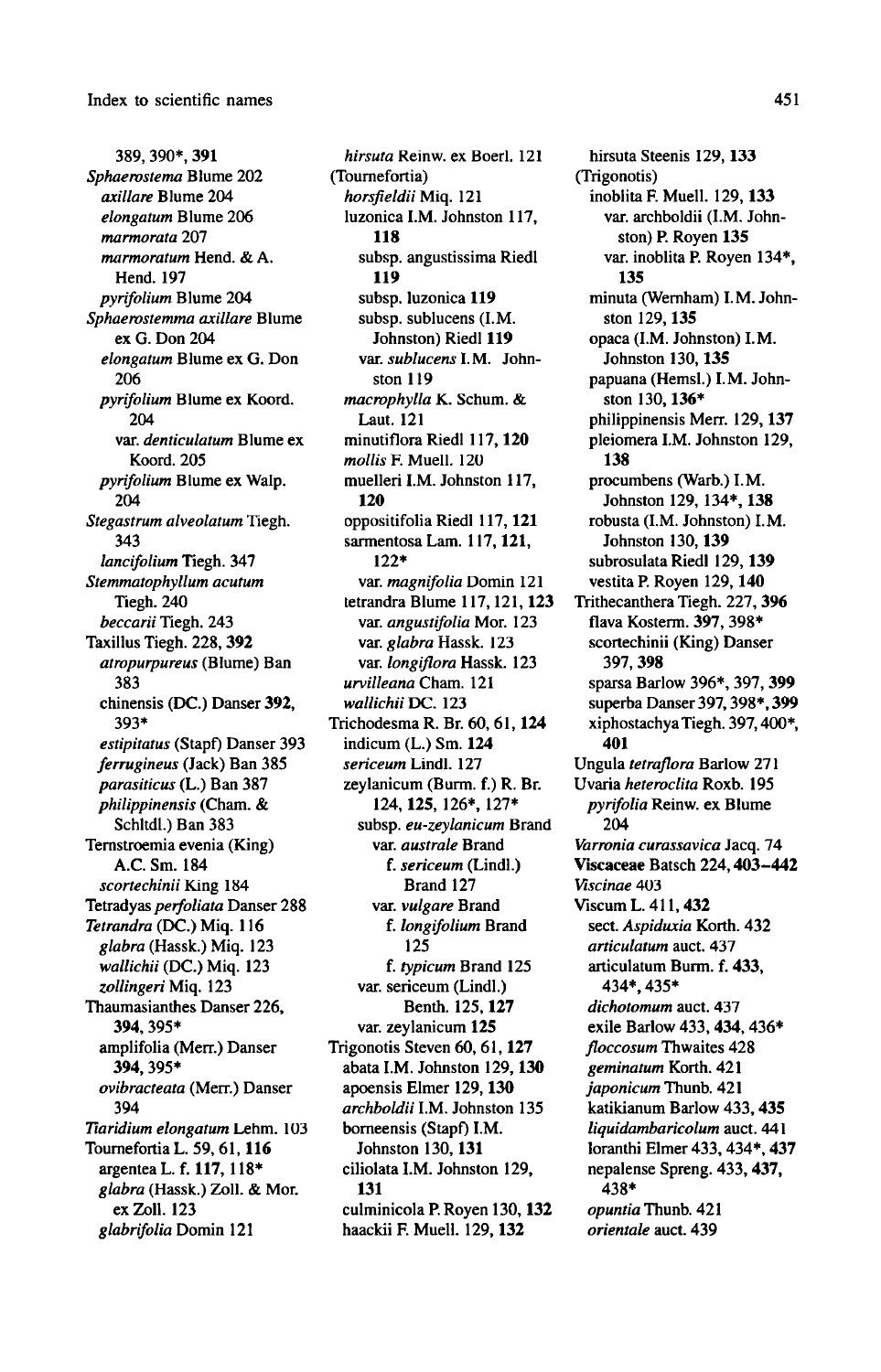389, 390*, **391**
*Sphaerostema* Blume 202
  *axillare* Blume 204
  *elongatum* Blume 206
  *marmorata* 207
  *marmoratum* Hend. & A. Hend. 197
  *pyrifolium* Blume 204
*Sphaerostemma axillare* Blume ex G. Don 204
  *elongatum* Blume ex G. Don 206
  *pyrifolium* Blume ex Koord. 204
    var. *denticulatum* Blume ex Koord. 205
  *pyrifolium* Blume ex Walp. 204
*Stegastrum alveolatum* Tiegh. 343
  *lancifolium* Tiegh. 347
*Stemmatophyllum acutum* Tiegh. 240
  *beccarii* Tiegh. 243
Taxillus Tiegh. 228, **392**
  *atropurpureus* (Blume) Ban 383
  chinensis (DC.) Danser **392**, 393*
  *estipitatus* (Stapf) Danser 393
  *ferrugineus* (Jack) Ban 385
  *parasiticus* (L.) Ban 387
  *philippinensis* (Cham. & Schltdl.) Ban 383
Ternstroemia evenia (King) A.C. Sm. 184
  *scortechinii* King 184
Tetradyas *perfoliata* Danser 288
*Tetrandra* (DC.) Miq. 116
  *glabra* (Hassk.) Miq. 123
  *wallichii* (DC.) Miq. 123
  *zollingeri* Miq. 123
Thaumasianthes Danser 226, **394**, 395*
  amplifolia (Merr.) Danser **394**, 395*
  *ovibracteata* (Merr.) Danser 394
*Tiaridium elongatum* Lehm. 103
Tournefortia L. 59, 61, **116**
  argentea L. f. **117**, 118*
  *glabra* (Hassk.) Zoll. & Mor. ex Zoll. 123
  *glabrifolia* Domin 121
  *hirsuta* Reinw. ex Boerl. 121
(Tournefortia)
  *horsfieldii* Miq. 121
  luzonica I.M. Johnston 117, **118**
    subsp. angustissima Riedl **119**
    subsp. luzonica **119**
    subsp. sublucens (I.M. Johnston) Riedl **119**
    var. *sublucens* I.M. Johnston 119
  *macrophylla* K. Schum. & Laut. 121
  minutiflora Riedl 117, **120**
  *mollis* F. Muell. 120
  muelleri I.M. Johnston 117, **120**
  oppositifolia Riedl 117, **121**
  sarmentosa Lam. 117, **121**, 122*
    var. *magnifolia* Domin 121
  tetrandra Blume 117, 121, **123**
    var. *angustifolia* Mor. 123
    var. *glabra* Hassk. 123
    var. *longiflora* Hassk. 123
  *urvilleana* Cham. 121
  *wallichii* DC. 123
Trichodesma R. Br. 60, 61, **124**
  indicum (L.) Sm. **124**
  *sericeum* Lindl. 127
  zeylanicum (Burm. f.) R. Br. 124, **125**, 126*, 127*
    subsp. *eu-zeylanicum* Brand
      var. *australe* Brand
        f. *sericeum* (Lindl.) Brand 127
      var. *vulgare* Brand
        f. *longifolium* Brand 125
        f. *typicum* Brand 125
    var. sericeum (Lindl.) Benth. 125, **127**
    var. zeylanicum **125**
Trigonotis Steven 60, 61, **127**
  abata I.M. Johnston 129, **130**
  apoensis Elmer 129, **130**
  *archboldii* I.M. Johnston 135
  borneensis (Stapf) I.M. Johnston 130, **131**
  ciliolata I.M. Johnston 129, **131**
  culminicola P. Royen 130, **132**
  haackii F. Muell. 129, **132**
  hirsuta Steenis 129, **133**
(Trigonotis)
  inoblita F. Muell. 129, **133**
    var. archboldii (I.M. Johnston) P. Royen **135**
    var. inoblita P. Royen 134*, **135**
  minuta (Wernham) I.M. Johnston 129, **135**
  opaca (I.M. Johnston) I.M. Johnston 130, **135**
  papuana (Hemsl.) I.M. Johnston 130, **136***
  philippinensis Merr. 129, **137**
  pleiomera I.M. Johnston 129, **138**
  procumbens (Warb.) I.M. Johnston 129, 134*, **138**
  robusta (I.M. Johnston) I.M. Johnston 130, **139**
  subrosulata Riedl 129, **139**
  vestita P. Royen 129, **140**
Trithecanthera Tiegh. 227, **396**
  flava Kosterm. **397**, 398*
  scortechinii (King) Danser 397, **398**
  sparsa Barlow 396*, 397, **399**
  superba Danser 397, 398*, **399**
  xiphostachya Tiegh. 397, 400*, **401**
Ungula *tetraflora* Barlow 271
Uvaria *heteroclita* Roxb. 195
  *pyrifolia* Reinw. ex Blume 204
*Varronia curassavica* Jacq. 74
**Viscaceae** Batsch 224, **403–442**
*Viscinae* 403
Viscum L. 411, **432**
  sect. *Aspiduxia* Korth. 432
  *articulatum* auct. 437
  articulatum Burm. f. **433**, 434*, 435*
  *dichotomum* auct. 437
  exile Barlow 433, **434**, 436*
  *floccosum* Thwaites 428
  *geminatum* Korth. 421
  *japonicum* Thunb. 421
  katikianum Barlow 433, **435**
  *liquidambaricolum* auct. 441
  loranthi Elmer 433, 434*, **437**
  nepalense Spreng. 433, **437**, 438*
  *opuntia* Thunb. 421
  *orientale* auct. 439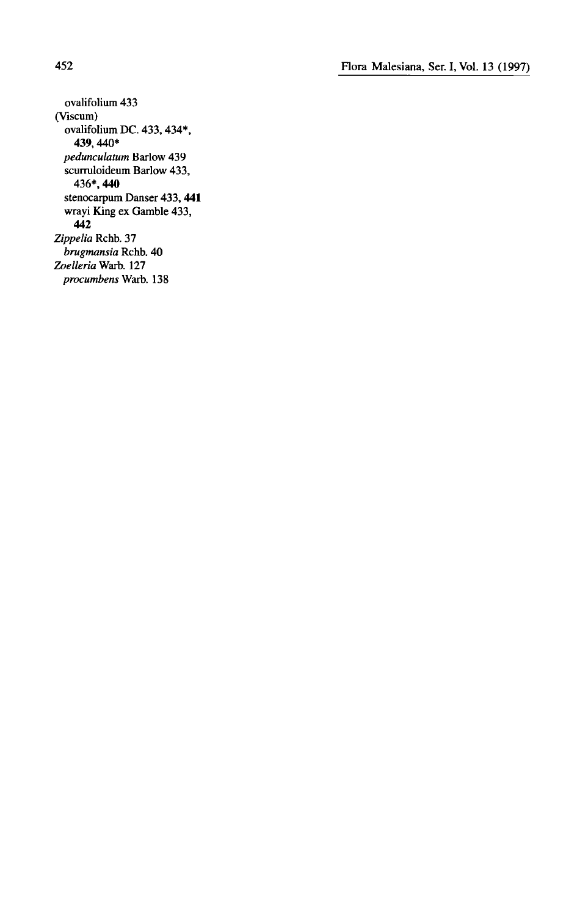ovalifolium 433  
(Viscum)  
ovalifolium DC. 433, 434*, **439**, 440*  
*pedunculatum* Barlow 439  
scurruloideum Barlow 433, 436*, **440**  
stenocarpum Danser 433, **441**  
wrayi King ex Gamble 433, **442**  
*Zippelia* Rchb. 37  
*brugmansia* Rchb. 40  
*Zoelleria* Warb. 127  
*procumbens* Warb. 138